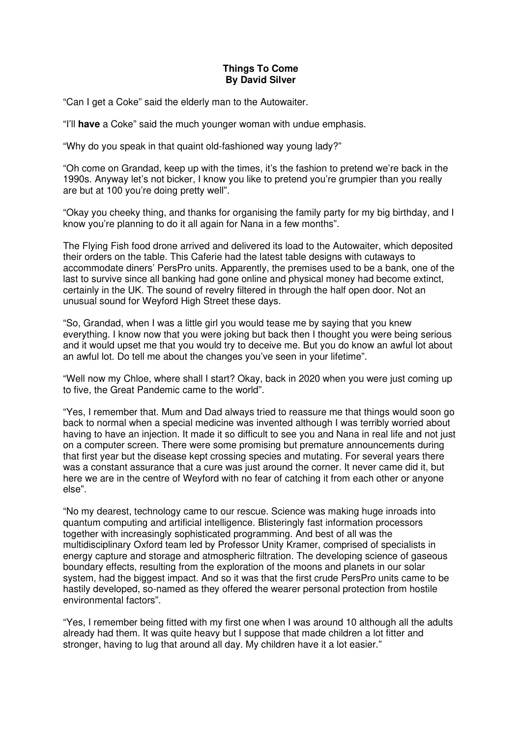**Things To Come**
**By David Silver**

“Can I get a Coke” said the elderly man to the Autowaiter.

“I’ll **have** a Coke” said the much younger woman with undue emphasis.

“Why do you speak in that quaint old-fashioned way young lady?”

“Oh come on Grandad, keep up with the times, it’s the fashion to pretend we’re back in the 1990s. Anyway let’s not bicker, I know you like to pretend you’re grumpier than you really are but at 100 you’re doing pretty well”.

“Okay you cheeky thing, and thanks for organising the family party for my big birthday, and I know you’re planning to do it all again for Nana in a few months”.

The Flying Fish food drone arrived and delivered its load to the Autowaiter, which deposited their orders on the table. This Caferie had the latest table designs with cutaways to accommodate diners’ PersPro units. Apparently, the premises used to be a bank, one of the last to survive since all banking had gone online and physical money had become extinct, certainly in the UK. The sound of revelry filtered in through the half open door. Not an unusual sound for Weyford High Street these days.

“So, Grandad, when I was a little girl you would tease me by saying that you knew everything. I know now that you were joking but back then I thought you were being serious and it would upset me that you would try to deceive me. But you do know an awful lot about an awful lot. Do tell me about the changes you’ve seen in your lifetime”.

“Well now my Chloe, where shall I start? Okay, back in 2020 when you were just coming up to five, the Great Pandemic came to the world”.

“Yes, I remember that. Mum and Dad always tried to reassure me that things would soon go back to normal when a special medicine was invented although I was terribly worried about having to have an injection. It made it so difficult to see you and Nana in real life and not just on a computer screen. There were some promising but premature announcements during that first year but the disease kept crossing species and mutating. For several years there was a constant assurance that a cure was just around the corner. It never came did it, but here we are in the centre of Weyford with no fear of catching it from each other or anyone else”.

“No my dearest, technology came to our rescue. Science was making huge inroads into quantum computing and artificial intelligence. Blisteringly fast information processors together with increasingly sophisticated programming. And best of all was the multidisciplinary Oxford team led by Professor Unity Kramer, comprised of specialists in energy capture and storage and atmospheric filtration. The developing science of gaseous boundary effects, resulting from the exploration of the moons and planets in our solar system, had the biggest impact. And so it was that the first crude PersPro units came to be hastily developed, so-named as they offered the wearer personal protection from hostile environmental factors”.

“Yes, I remember being fitted with my first one when I was around 10 although all the adults already had them. It was quite heavy but I suppose that made children a lot fitter and stronger, having to lug that around all day. My children have it a lot easier.”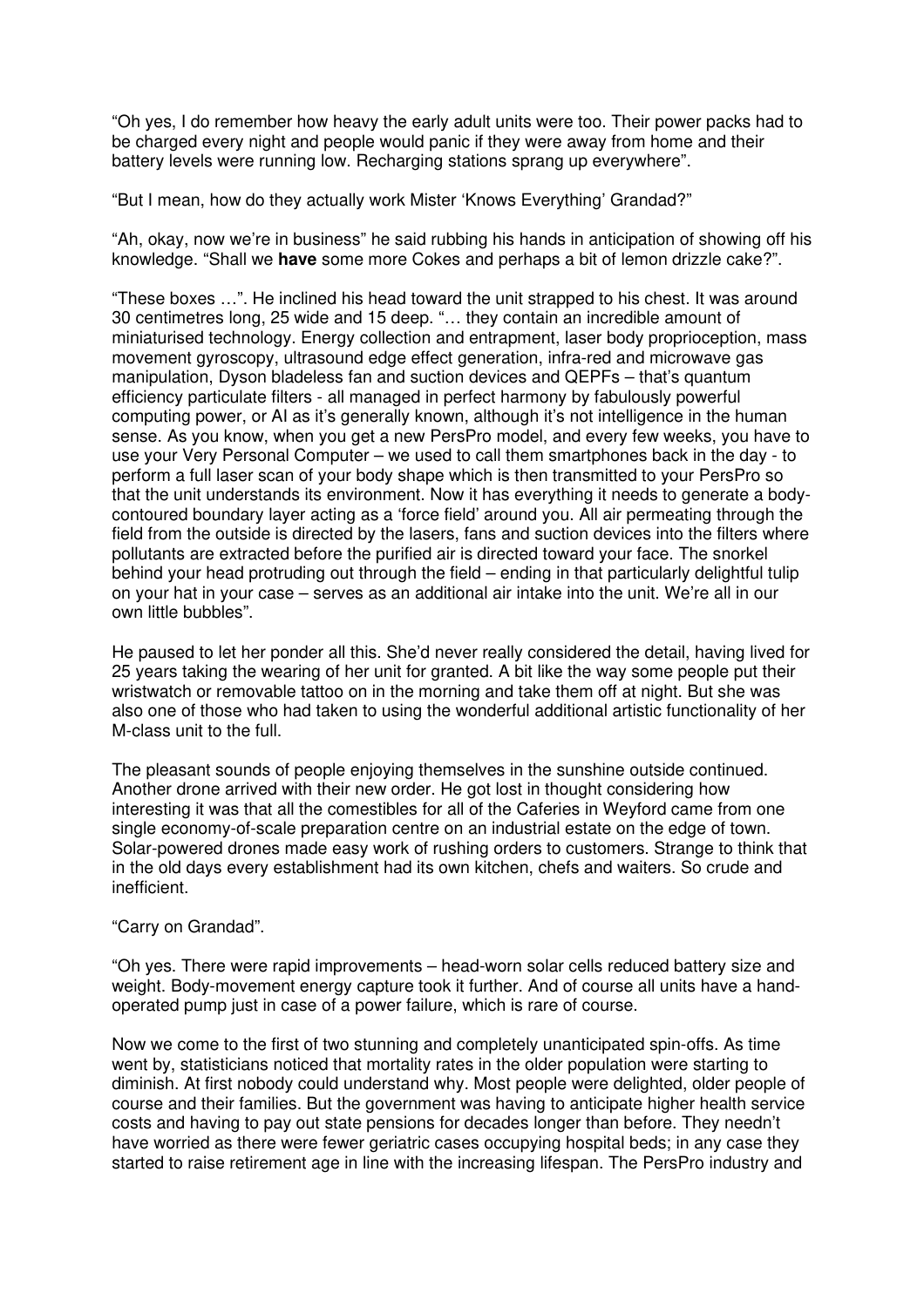"Oh yes, I do remember how heavy the early adult units were too. Their power packs had to be charged every night and people would panic if they were away from home and their battery levels were running low. Recharging stations sprang up everywhere".

"But I mean, how do they actually work Mister 'Knows Everything' Grandad?"

"Ah, okay, now we're in business" he said rubbing his hands in anticipation of showing off his knowledge. "Shall we **have** some more Cokes and perhaps a bit of lemon drizzle cake?".

"These boxes …". He inclined his head toward the unit strapped to his chest. It was around 30 centimetres long, 25 wide and 15 deep. "… they contain an incredible amount of miniaturised technology. Energy collection and entrapment, laser body proprioception, mass movement gyroscopy, ultrasound edge effect generation, infra-red and microwave gas manipulation, Dyson bladeless fan and suction devices and QEPFs – that's quantum efficiency particulate filters - all managed in perfect harmony by fabulously powerful computing power, or AI as it's generally known, although it's not intelligence in the human sense. As you know, when you get a new PersPro model, and every few weeks, you have to use your Very Personal Computer – we used to call them smartphones back in the day - to perform a full laser scan of your body shape which is then transmitted to your PersPro so that the unit understands its environment. Now it has everything it needs to generate a body-contoured boundary layer acting as a 'force field' around you. All air permeating through the field from the outside is directed by the lasers, fans and suction devices into the filters where pollutants are extracted before the purified air is directed toward your face. The snorkel behind your head protruding out through the field – ending in that particularly delightful tulip on your hat in your case – serves as an additional air intake into the unit. We're all in our own little bubbles".

He paused to let her ponder all this. She'd never really considered the detail, having lived for 25 years taking the wearing of her unit for granted. A bit like the way some people put their wristwatch or removable tattoo on in the morning and take them off at night. But she was also one of those who had taken to using the wonderful additional artistic functionality of her M-class unit to the full.

The pleasant sounds of people enjoying themselves in the sunshine outside continued. Another drone arrived with their new order. He got lost in thought considering how interesting it was that all the comestibles for all of the Caferies in Weyford came from one single economy-of-scale preparation centre on an industrial estate on the edge of town. Solar-powered drones made easy work of rushing orders to customers. Strange to think that in the old days every establishment had its own kitchen, chefs and waiters. So crude and inefficient.

"Carry on Grandad".

"Oh yes. There were rapid improvements – head-worn solar cells reduced battery size and weight. Body-movement energy capture took it further. And of course all units have a hand-operated pump just in case of a power failure, which is rare of course.

Now we come to the first of two stunning and completely unanticipated spin-offs. As time went by, statisticians noticed that mortality rates in the older population were starting to diminish. At first nobody could understand why. Most people were delighted, older people of course and their families. But the government was having to anticipate higher health service costs and having to pay out state pensions for decades longer than before. They needn't have worried as there were fewer geriatric cases occupying hospital beds; in any case they started to raise retirement age in line with the increasing lifespan. The PersPro industry and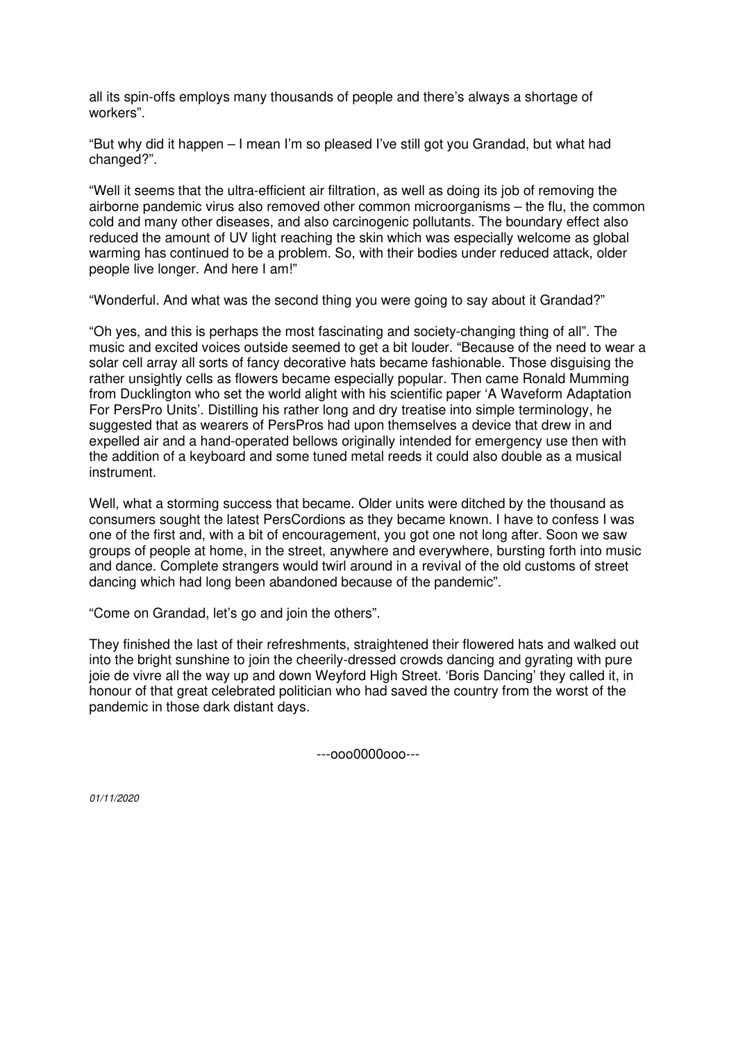all its spin-offs employs many thousands of people and there's always a shortage of workers".

"But why did it happen – I mean I'm so pleased I've still got you Grandad, but what had changed?".

"Well it seems that the ultra-efficient air filtration, as well as doing its job of removing the airborne pandemic virus also removed other common microorganisms – the flu, the common cold and many other diseases, and also carcinogenic pollutants. The boundary effect also reduced the amount of UV light reaching the skin which was especially welcome as global warming has continued to be a problem. So, with their bodies under reduced attack, older people live longer. And here I am!"

"Wonderful. And what was the second thing you were going to say about it Grandad?"

"Oh yes, and this is perhaps the most fascinating and society-changing thing of all". The music and excited voices outside seemed to get a bit louder. "Because of the need to wear a solar cell array all sorts of fancy decorative hats became fashionable. Those disguising the rather unsightly cells as flowers became especially popular. Then came Ronald Mumming from Ducklington who set the world alight with his scientific paper 'A Waveform Adaptation For PersPro Units'. Distilling his rather long and dry treatise into simple terminology, he suggested that as wearers of PersPros had upon themselves a device that drew in and expelled air and a hand-operated bellows originally intended for emergency use then with the addition of a keyboard and some tuned metal reeds it could also double as a musical instrument.

Well, what a storming success that became. Older units were ditched by the thousand as consumers sought the latest PersCordions as they became known. I have to confess I was one of the first and, with a bit of encouragement, you got one not long after. Soon we saw groups of people at home, in the street, anywhere and everywhere, bursting forth into music and dance. Complete strangers would twirl around in a revival of the old customs of street dancing which had long been abandoned because of the pandemic".

"Come on Grandad, let's go and join the others".

They finished the last of their refreshments, straightened their flowered hats and walked out into the bright sunshine to join the cheerily-dressed crowds dancing and gyrating with pure joie de vivre all the way up and down Weyford High Street. 'Boris Dancing' they called it, in honour of that great celebrated politician who had saved the country from the worst of the pandemic in those dark distant days.

---ooo0000ooo---

*01/11/2020*